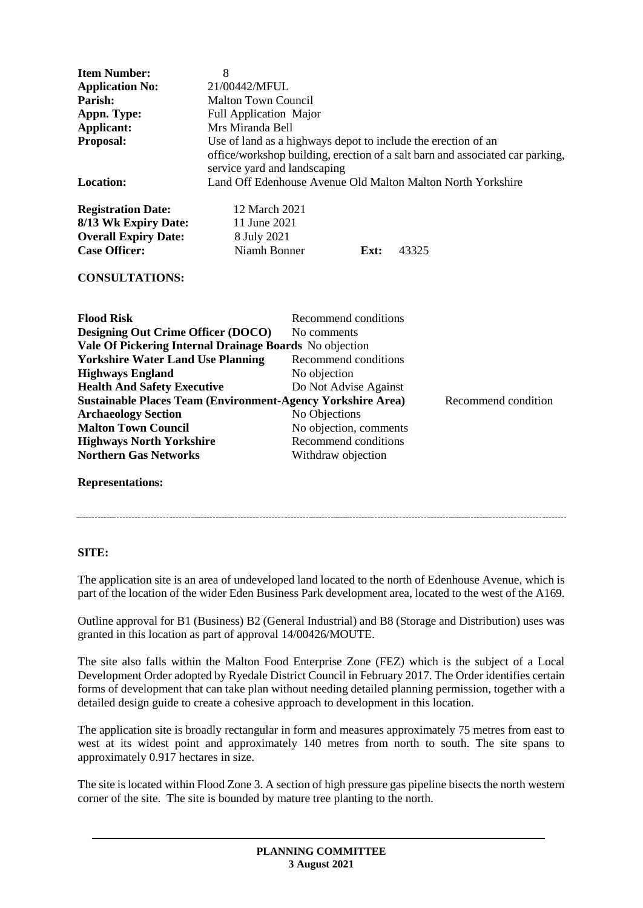| | |
|---|---|
| **Item Number:** | 8 |
| **Application No:** | 21/00442/MFUL |
| **Parish:** | Malton Town Council |
| **Appn. Type:** | Full Application Major |
| **Applicant:** | Mrs Miranda Bell |
| **Proposal:** | Use of land as a highways depot to include the erection of an office/workshop building, erection of a salt barn and associated car parking, service yard and landscaping |
| **Location:** | Land Off Edenhouse Avenue Old Malton Malton North Yorkshire |

| | | | |
|---|---|---|---|
| **Registration Date:** | 12 March 2021 | | |
| **8/13 Wk Expiry Date:** | 11 June 2021 | | |
| **Overall Expiry Date:** | 8 July 2021 | | |
| **Case Officer:** | Niamh Bonner | **Ext:** | 43325 |

**CONSULTATIONS:**

| | |
|---|---|
| **Flood Risk** | Recommend conditions |
| **Designing Out Crime Officer (DOCO)** | No comments |
| **Vale Of Pickering Internal Drainage Boards** | No objection |
| **Yorkshire Water Land Use Planning** | Recommend conditions |
| **Highways England** | No objection |
| **Health And Safety Executive** | Do Not Advise Against |
| **Sustainable Places Team (Environment-Agency Yorkshire Area)** | Recommend condition |
| **Archaeology Section** | No Objections |
| **Malton Town Council** | No objection, comments |
| **Highways North Yorkshire** | Recommend conditions |
| **Northern Gas Networks** | Withdraw objection |

**Representations:**

---

**SITE:**

The application site is an area of undeveloped land located to the north of Edenhouse Avenue, which is part of the location of the wider Eden Business Park development area, located to the west of the A169.

Outline approval for B1 (Business) B2 (General Industrial) and B8 (Storage and Distribution) uses was granted in this location as part of approval 14/00426/MOUTE.

The site also falls within the Malton Food Enterprise Zone (FEZ) which is the subject of a Local Development Order adopted by Ryedale District Council in February 2017. The Order identifies certain forms of development that can take plan without needing detailed planning permission, together with a detailed design guide to create a cohesive approach to development in this location.

The application site is broadly rectangular in form and measures approximately 75 metres from east to west at its widest point and approximately 140 metres from north to south. The site spans to approximately 0.917 hectares in size.

The site is located within Flood Zone 3. A section of high pressure gas pipeline bisects the north western corner of the site. The site is bounded by mature tree planting to the north.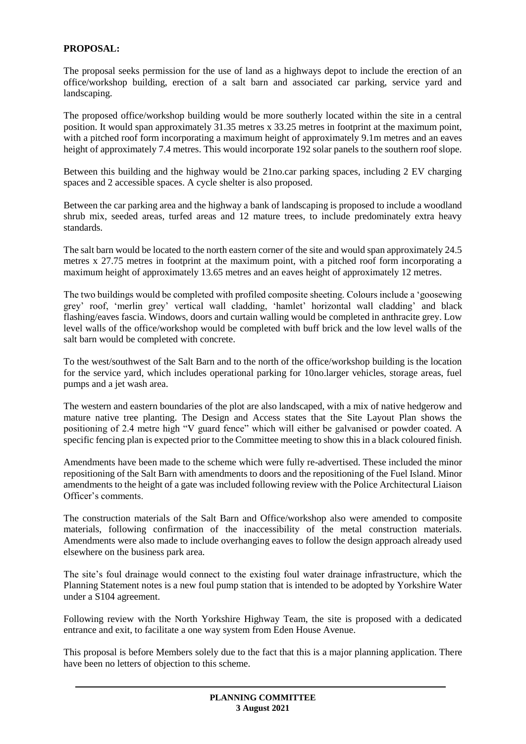**PROPOSAL:**

The proposal seeks permission for the use of land as a highways depot to include the erection of an office/workshop building, erection of a salt barn and associated car parking, service yard and landscaping.

The proposed office/workshop building would be more southerly located within the site in a central position. It would span approximately 31.35 metres x 33.25 metres in footprint at the maximum point, with a pitched roof form incorporating a maximum height of approximately 9.1m metres and an eaves height of approximately 7.4 metres. This would incorporate 192 solar panels to the southern roof slope.

Between this building and the highway would be 21no.car parking spaces, including 2 EV charging spaces and 2 accessible spaces. A cycle shelter is also proposed.

Between the car parking area and the highway a bank of landscaping is proposed to include a woodland shrub mix, seeded areas, turfed areas and 12 mature trees, to include predominately extra heavy standards.

The salt barn would be located to the north eastern corner of the site and would span approximately 24.5 metres x 27.75 metres in footprint at the maximum point, with a pitched roof form incorporating a maximum height of approximately 13.65 metres and an eaves height of approximately 12 metres.

The two buildings would be completed with profiled composite sheeting. Colours include a 'goosewing grey' roof, 'merlin grey' vertical wall cladding, 'hamlet' horizontal wall cladding' and black flashing/eaves fascia. Windows, doors and curtain walling would be completed in anthracite grey. Low level walls of the office/workshop would be completed with buff brick and the low level walls of the salt barn would be completed with concrete.

To the west/southwest of the Salt Barn and to the north of the office/workshop building is the location for the service yard, which includes operational parking for 10no.larger vehicles, storage areas, fuel pumps and a jet wash area.

The western and eastern boundaries of the plot are also landscaped, with a mix of native hedgerow and mature native tree planting. The Design and Access states that the Site Layout Plan shows the positioning of 2.4 metre high "V guard fence" which will either be galvanised or powder coated. A specific fencing plan is expected prior to the Committee meeting to show this in a black coloured finish.

Amendments have been made to the scheme which were fully re-advertised. These included the minor repositioning of the Salt Barn with amendments to doors and the repositioning of the Fuel Island. Minor amendments to the height of a gate was included following review with the Police Architectural Liaison Officer's comments.

The construction materials of the Salt Barn and Office/workshop also were amended to composite materials, following confirmation of the inaccessibility of the metal construction materials. Amendments were also made to include overhanging eaves to follow the design approach already used elsewhere on the business park area.

The site's foul drainage would connect to the existing foul water drainage infrastructure, which the Planning Statement notes is a new foul pump station that is intended to be adopted by Yorkshire Water under a S104 agreement.

Following review with the North Yorkshire Highway Team, the site is proposed with a dedicated entrance and exit, to facilitate a one way system from Eden House Avenue.

This proposal is before Members solely due to the fact that this is a major planning application. There have been no letters of objection to this scheme.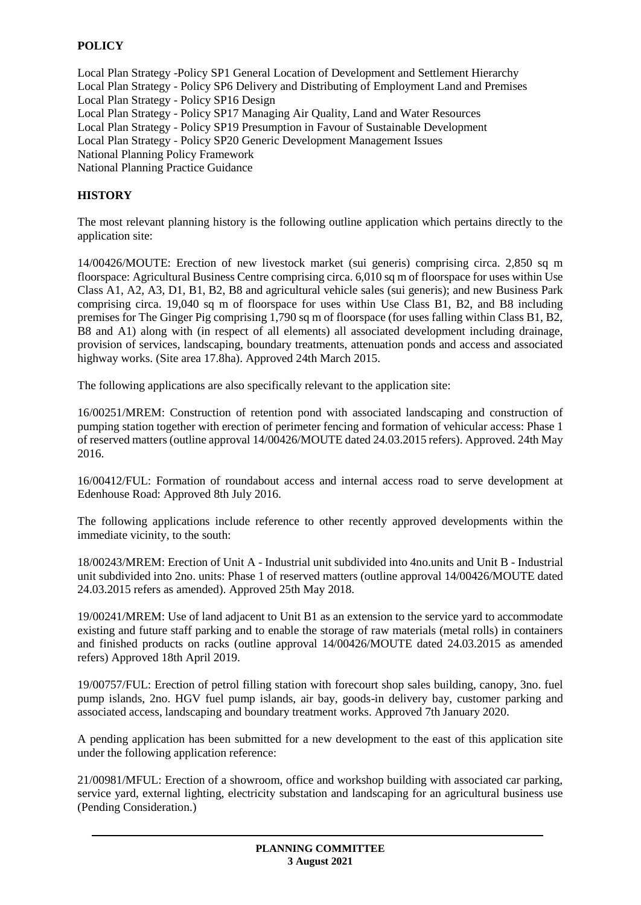## POLICY

Local Plan Strategy -Policy SP1 General Location of Development and Settlement Hierarchy
Local Plan Strategy - Policy SP6 Delivery and Distributing of Employment Land and Premises
Local Plan Strategy - Policy SP16 Design
Local Plan Strategy - Policy SP17 Managing Air Quality, Land and Water Resources
Local Plan Strategy - Policy SP19 Presumption in Favour of Sustainable Development
Local Plan Strategy - Policy SP20 Generic Development Management Issues
National Planning Policy Framework
National Planning Practice Guidance

## HISTORY

The most relevant planning history is the following outline application which pertains directly to the application site:

14/00426/MOUTE: Erection of new livestock market (sui generis) comprising circa. 2,850 sq m floorspace: Agricultural Business Centre comprising circa. 6,010 sq m of floorspace for uses within Use Class A1, A2, A3, D1, B1, B2, B8 and agricultural vehicle sales (sui generis); and new Business Park comprising circa. 19,040 sq m of floorspace for uses within Use Class B1, B2, and B8 including premises for The Ginger Pig comprising 1,790 sq m of floorspace (for uses falling within Class B1, B2, B8 and A1) along with (in respect of all elements) all associated development including drainage, provision of services, landscaping, boundary treatments, attenuation ponds and access and associated highway works. (Site area 17.8ha). Approved 24th March 2015.

The following applications are also specifically relevant to the application site:

16/00251/MREM: Construction of retention pond with associated landscaping and construction of pumping station together with erection of perimeter fencing and formation of vehicular access: Phase 1 of reserved matters (outline approval 14/00426/MOUTE dated 24.03.2015 refers). Approved. 24th May 2016.

16/00412/FUL: Formation of roundabout access and internal access road to serve development at Edenhouse Road: Approved 8th July 2016.

The following applications include reference to other recently approved developments within the immediate vicinity, to the south:

18/00243/MREM: Erection of Unit A - Industrial unit subdivided into 4no.units and Unit B - Industrial unit subdivided into 2no. units: Phase 1 of reserved matters (outline approval 14/00426/MOUTE dated 24.03.2015 refers as amended). Approved 25th May 2018.

19/00241/MREM: Use of land adjacent to Unit B1 as an extension to the service yard to accommodate existing and future staff parking and to enable the storage of raw materials (metal rolls) in containers and finished products on racks (outline approval 14/00426/MOUTE dated 24.03.2015 as amended refers) Approved 18th April 2019.

19/00757/FUL: Erection of petrol filling station with forecourt shop sales building, canopy, 3no. fuel pump islands, 2no. HGV fuel pump islands, air bay, goods-in delivery bay, customer parking and associated access, landscaping and boundary treatment works. Approved 7th January 2020.

A pending application has been submitted for a new development to the east of this application site under the following application reference:

21/00981/MFUL: Erection of a showroom, office and workshop building with associated car parking, service yard, external lighting, electricity substation and landscaping for an agricultural business use (Pending Consideration.)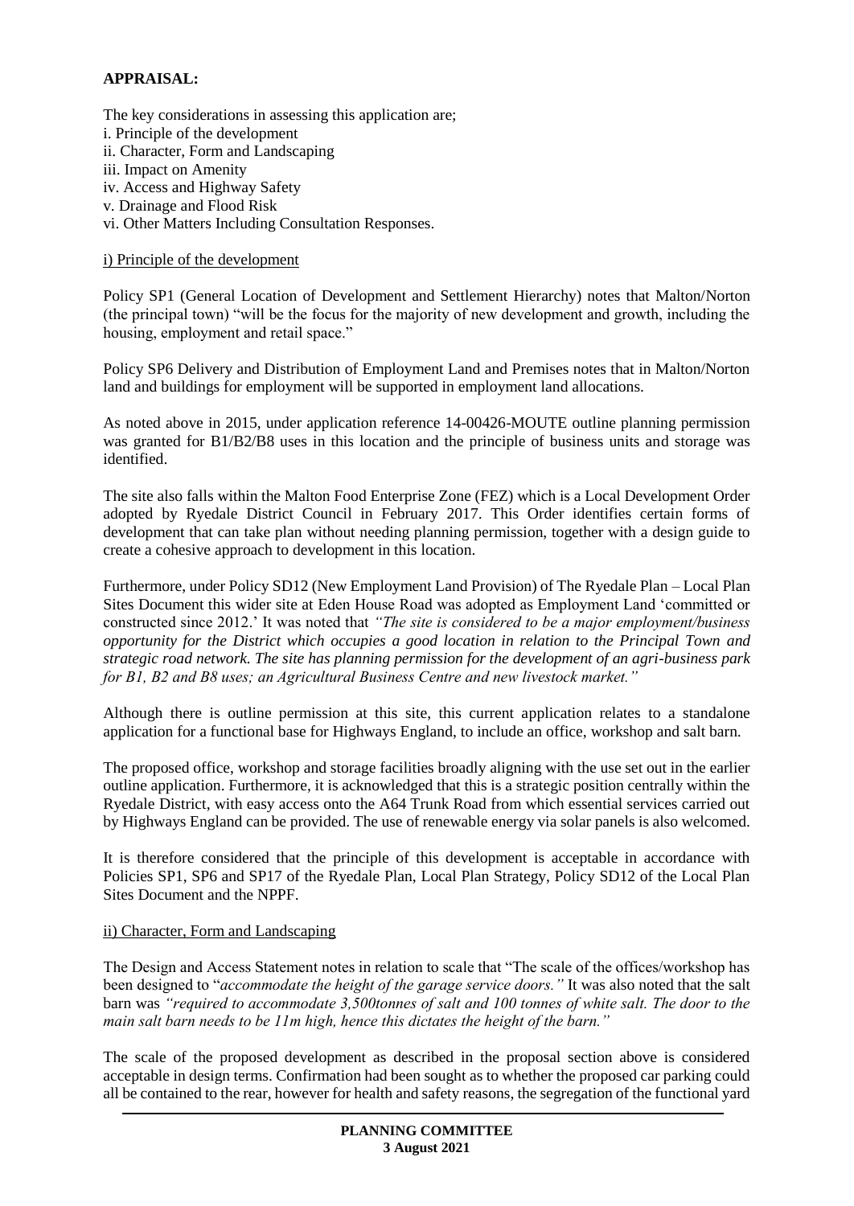**APPRAISAL:**

The key considerations in assessing this application are;

i. Principle of the development
ii. Character, Form and Landscaping
iii. Impact on Amenity
iv. Access and Highway Safety
v. Drainage and Flood Risk
vi. Other Matters Including Consultation Responses.

i) Principle of the development

Policy SP1 (General Location of Development and Settlement Hierarchy) notes that Malton/Norton (the principal town) "will be the focus for the majority of new development and growth, including the housing, employment and retail space."

Policy SP6 Delivery and Distribution of Employment Land and Premises notes that in Malton/Norton land and buildings for employment will be supported in employment land allocations.

As noted above in 2015, under application reference 14-00426-MOUTE outline planning permission was granted for B1/B2/B8 uses in this location and the principle of business units and storage was identified.

The site also falls within the Malton Food Enterprise Zone (FEZ) which is a Local Development Order adopted by Ryedale District Council in February 2017. This Order identifies certain forms of development that can take plan without needing planning permission, together with a design guide to create a cohesive approach to development in this location.

Furthermore, under Policy SD12 (New Employment Land Provision) of The Ryedale Plan – Local Plan Sites Document this wider site at Eden House Road was adopted as Employment Land 'committed or constructed since 2012.' It was noted that *"The site is considered to be a major employment/business opportunity for the District which occupies a good location in relation to the Principal Town and strategic road network. The site has planning permission for the development of an agri-business park for B1, B2 and B8 uses; an Agricultural Business Centre and new livestock market."*

Although there is outline permission at this site, this current application relates to a standalone application for a functional base for Highways England, to include an office, workshop and salt barn.

The proposed office, workshop and storage facilities broadly aligning with the use set out in the earlier outline application. Furthermore, it is acknowledged that this is a strategic position centrally within the Ryedale District, with easy access onto the A64 Trunk Road from which essential services carried out by Highways England can be provided. The use of renewable energy via solar panels is also welcomed.

It is therefore considered that the principle of this development is acceptable in accordance with Policies SP1, SP6 and SP17 of the Ryedale Plan, Local Plan Strategy, Policy SD12 of the Local Plan Sites Document and the NPPF.

ii) Character, Form and Landscaping

The Design and Access Statement notes in relation to scale that "The scale of the offices/workshop has been designed to "*accommodate the height of the garage service doors."* It was also noted that the salt barn was *"required to accommodate 3,500tonnes of salt and 100 tonnes of white salt. The door to the main salt barn needs to be 11m high, hence this dictates the height of the barn."*

The scale of the proposed development as described in the proposal section above is considered acceptable in design terms. Confirmation had been sought as to whether the proposed car parking could all be contained to the rear, however for health and safety reasons, the segregation of the functional yard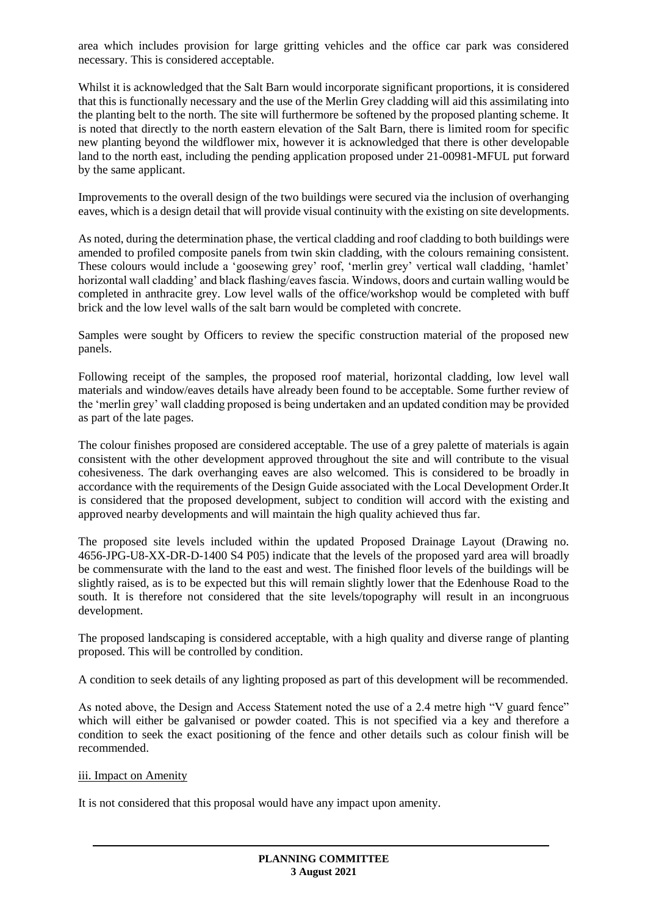area which includes provision for large gritting vehicles and the office car park was considered necessary. This is considered acceptable.

Whilst it is acknowledged that the Salt Barn would incorporate significant proportions, it is considered that this is functionally necessary and the use of the Merlin Grey cladding will aid this assimilating into the planting belt to the north. The site will furthermore be softened by the proposed planting scheme. It is noted that directly to the north eastern elevation of the Salt Barn, there is limited room for specific new planting beyond the wildflower mix, however it is acknowledged that there is other developable land to the north east, including the pending application proposed under 21-00981-MFUL put forward by the same applicant.

Improvements to the overall design of the two buildings were secured via the inclusion of overhanging eaves, which is a design detail that will provide visual continuity with the existing on site developments.

As noted, during the determination phase, the vertical cladding and roof cladding to both buildings were amended to profiled composite panels from twin skin cladding, with the colours remaining consistent. These colours would include a 'goosewing grey' roof, 'merlin grey' vertical wall cladding, 'hamlet' horizontal wall cladding' and black flashing/eaves fascia. Windows, doors and curtain walling would be completed in anthracite grey. Low level walls of the office/workshop would be completed with buff brick and the low level walls of the salt barn would be completed with concrete.

Samples were sought by Officers to review the specific construction material of the proposed new panels.

Following receipt of the samples, the proposed roof material, horizontal cladding, low level wall materials and window/eaves details have already been found to be acceptable. Some further review of the 'merlin grey' wall cladding proposed is being undertaken and an updated condition may be provided as part of the late pages.

The colour finishes proposed are considered acceptable. The use of a grey palette of materials is again consistent with the other development approved throughout the site and will contribute to the visual cohesiveness. The dark overhanging eaves are also welcomed. This is considered to be broadly in accordance with the requirements of the Design Guide associated with the Local Development Order.It is considered that the proposed development, subject to condition will accord with the existing and approved nearby developments and will maintain the high quality achieved thus far.

The proposed site levels included within the updated Proposed Drainage Layout (Drawing no. 4656-JPG-U8-XX-DR-D-1400 S4 P05) indicate that the levels of the proposed yard area will broadly be commensurate with the land to the east and west. The finished floor levels of the buildings will be slightly raised, as is to be expected but this will remain slightly lower that the Edenhouse Road to the south. It is therefore not considered that the site levels/topography will result in an incongruous development.

The proposed landscaping is considered acceptable, with a high quality and diverse range of planting proposed. This will be controlled by condition.

A condition to seek details of any lighting proposed as part of this development will be recommended.

As noted above, the Design and Access Statement noted the use of a 2.4 metre high "V guard fence" which will either be galvanised or powder coated. This is not specified via a key and therefore a condition to seek the exact positioning of the fence and other details such as colour finish will be recommended.

iii. Impact on Amenity

It is not considered that this proposal would have any impact upon amenity.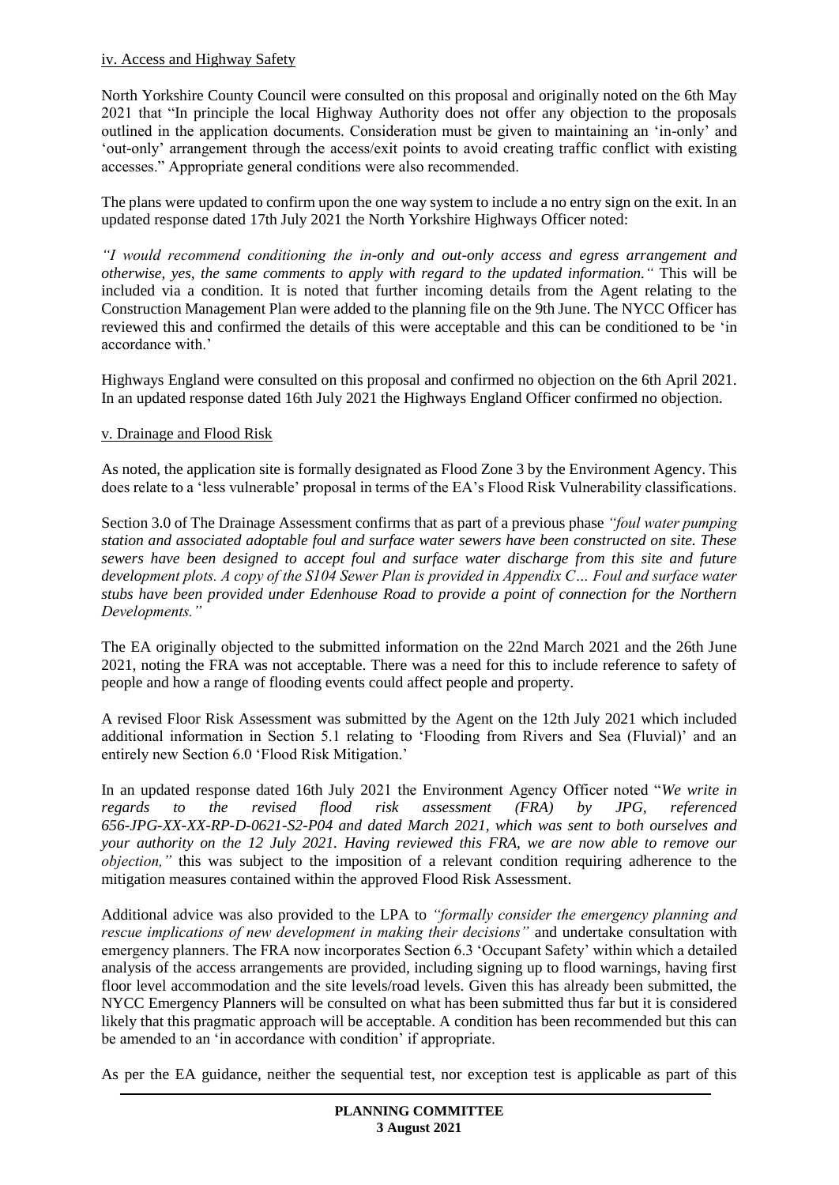iv. Access and Highway Safety

North Yorkshire County Council were consulted on this proposal and originally noted on the 6th May 2021 that "In principle the local Highway Authority does not offer any objection to the proposals outlined in the application documents. Consideration must be given to maintaining an 'in-only' and 'out-only' arrangement through the access/exit points to avoid creating traffic conflict with existing accesses." Appropriate general conditions were also recommended.

The plans were updated to confirm upon the one way system to include a no entry sign on the exit. In an updated response dated 17th July 2021 the North Yorkshire Highways Officer noted:

*"I would recommend conditioning the in-only and out-only access and egress arrangement and otherwise, yes, the same comments to apply with regard to the updated information."* This will be included via a condition. It is noted that further incoming details from the Agent relating to the Construction Management Plan were added to the planning file on the 9th June. The NYCC Officer has reviewed this and confirmed the details of this were acceptable and this can be conditioned to be 'in accordance with.'

Highways England were consulted on this proposal and confirmed no objection on the 6th April 2021. In an updated response dated 16th July 2021 the Highways England Officer confirmed no objection.

v. Drainage and Flood Risk

As noted, the application site is formally designated as Flood Zone 3 by the Environment Agency. This does relate to a 'less vulnerable' proposal in terms of the EA's Flood Risk Vulnerability classifications.

Section 3.0 of The Drainage Assessment confirms that as part of a previous phase *"foul water pumping station and associated adoptable foul and surface water sewers have been constructed on site. These sewers have been designed to accept foul and surface water discharge from this site and future development plots. A copy of the S104 Sewer Plan is provided in Appendix C… Foul and surface water stubs have been provided under Edenhouse Road to provide a point of connection for the Northern Developments."*

The EA originally objected to the submitted information on the 22nd March 2021 and the 26th June 2021, noting the FRA was not acceptable. There was a need for this to include reference to safety of people and how a range of flooding events could affect people and property.

A revised Floor Risk Assessment was submitted by the Agent on the 12th July 2021 which included additional information in Section 5.1 relating to 'Flooding from Rivers and Sea (Fluvial)' and an entirely new Section 6.0 'Flood Risk Mitigation.'

In an updated response dated 16th July 2021 the Environment Agency Officer noted "*We write in regards to the revised flood risk assessment (FRA) by JPG, referenced 656-JPG-XX-XX-RP-D-0621-S2-P04 and dated March 2021, which was sent to both ourselves and your authority on the 12 July 2021. Having reviewed this FRA, we are now able to remove our objection,"* this was subject to the imposition of a relevant condition requiring adherence to the mitigation measures contained within the approved Flood Risk Assessment.

Additional advice was also provided to the LPA to *"formally consider the emergency planning and rescue implications of new development in making their decisions"* and undertake consultation with emergency planners. The FRA now incorporates Section 6.3 'Occupant Safety' within which a detailed analysis of the access arrangements are provided, including signing up to flood warnings, having first floor level accommodation and the site levels/road levels. Given this has already been submitted, the NYCC Emergency Planners will be consulted on what has been submitted thus far but it is considered likely that this pragmatic approach will be acceptable. A condition has been recommended but this can be amended to an 'in accordance with condition' if appropriate.

As per the EA guidance, neither the sequential test, nor exception test is applicable as part of this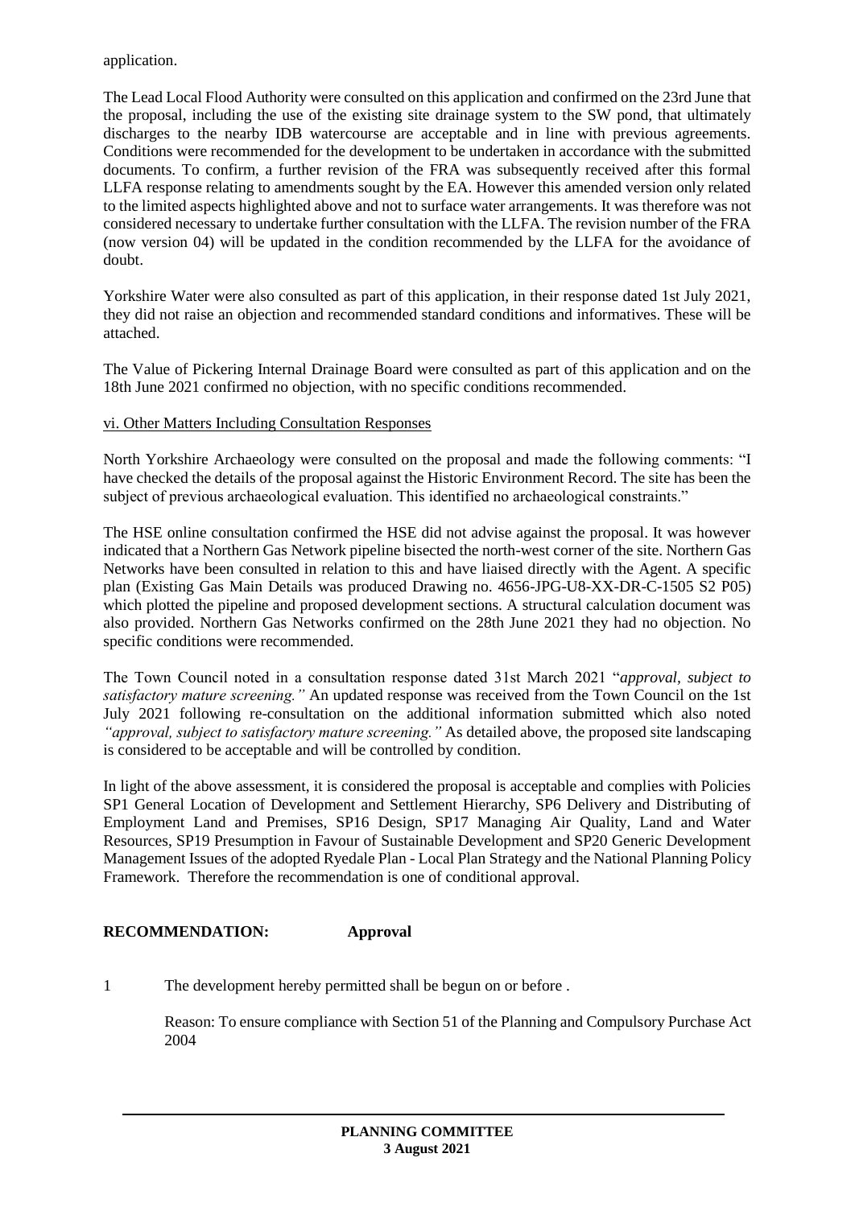application.

The Lead Local Flood Authority were consulted on this application and confirmed on the 23rd June that the proposal, including the use of the existing site drainage system to the SW pond, that ultimately discharges to the nearby IDB watercourse are acceptable and in line with previous agreements. Conditions were recommended for the development to be undertaken in accordance with the submitted documents. To confirm, a further revision of the FRA was subsequently received after this formal LLFA response relating to amendments sought by the EA. However this amended version only related to the limited aspects highlighted above and not to surface water arrangements. It was therefore was not considered necessary to undertake further consultation with the LLFA. The revision number of the FRA (now version 04) will be updated in the condition recommended by the LLFA for the avoidance of doubt.

Yorkshire Water were also consulted as part of this application, in their response dated 1st July 2021, they did not raise an objection and recommended standard conditions and informatives. These will be attached.

The Value of Pickering Internal Drainage Board were consulted as part of this application and on the 18th June 2021 confirmed no objection, with no specific conditions recommended.

vi. Other Matters Including Consultation Responses

North Yorkshire Archaeology were consulted on the proposal and made the following comments: "I have checked the details of the proposal against the Historic Environment Record. The site has been the subject of previous archaeological evaluation. This identified no archaeological constraints."

The HSE online consultation confirmed the HSE did not advise against the proposal. It was however indicated that a Northern Gas Network pipeline bisected the north-west corner of the site. Northern Gas Networks have been consulted in relation to this and have liaised directly with the Agent. A specific plan (Existing Gas Main Details was produced Drawing no. 4656-JPG-U8-XX-DR-C-1505 S2 P05) which plotted the pipeline and proposed development sections. A structural calculation document was also provided. Northern Gas Networks confirmed on the 28th June 2021 they had no objection. No specific conditions were recommended.

The Town Council noted in a consultation response dated 31st March 2021 "*approval, subject to satisfactory mature screening.*" An updated response was received from the Town Council on the 1st July 2021 following re-consultation on the additional information submitted which also noted *"approval, subject to satisfactory mature screening."* As detailed above, the proposed site landscaping is considered to be acceptable and will be controlled by condition.

In light of the above assessment, it is considered the proposal is acceptable and complies with Policies SP1 General Location of Development and Settlement Hierarchy, SP6 Delivery and Distributing of Employment Land and Premises, SP16 Design, SP17 Managing Air Quality, Land and Water Resources, SP19 Presumption in Favour of Sustainable Development and SP20 Generic Development Management Issues of the adopted Ryedale Plan - Local Plan Strategy and the National Planning Policy Framework. Therefore the recommendation is one of conditional approval.

**RECOMMENDATION: Approval**

1 The development hereby permitted shall be begun on or before .

Reason: To ensure compliance with Section 51 of the Planning and Compulsory Purchase Act 2004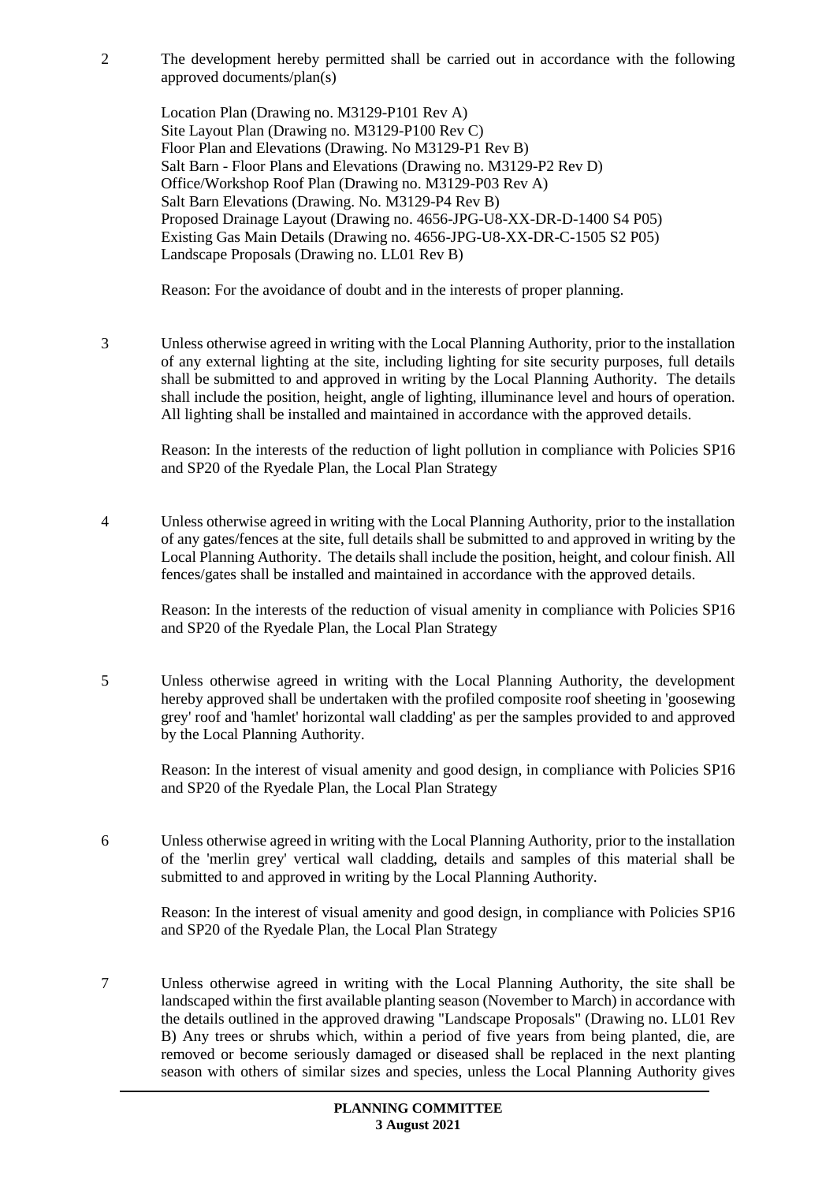2 The development hereby permitted shall be carried out in accordance with the following approved documents/plan(s)

Location Plan (Drawing no. M3129-P101 Rev A)
Site Layout Plan (Drawing no. M3129-P100 Rev C)
Floor Plan and Elevations (Drawing. No M3129-P1 Rev B)
Salt Barn - Floor Plans and Elevations (Drawing no. M3129-P2 Rev D)
Office/Workshop Roof Plan (Drawing no. M3129-P03 Rev A)
Salt Barn Elevations (Drawing. No. M3129-P4 Rev B)
Proposed Drainage Layout (Drawing no. 4656-JPG-U8-XX-DR-D-1400 S4 P05)
Existing Gas Main Details (Drawing no. 4656-JPG-U8-XX-DR-C-1505 S2 P05)
Landscape Proposals (Drawing no. LL01 Rev B)

Reason: For the avoidance of doubt and in the interests of proper planning.

3 Unless otherwise agreed in writing with the Local Planning Authority, prior to the installation of any external lighting at the site, including lighting for site security purposes, full details shall be submitted to and approved in writing by the Local Planning Authority. The details shall include the position, height, angle of lighting, illuminance level and hours of operation. All lighting shall be installed and maintained in accordance with the approved details.

Reason: In the interests of the reduction of light pollution in compliance with Policies SP16 and SP20 of the Ryedale Plan, the Local Plan Strategy

4 Unless otherwise agreed in writing with the Local Planning Authority, prior to the installation of any gates/fences at the site, full details shall be submitted to and approved in writing by the Local Planning Authority. The details shall include the position, height, and colour finish. All fences/gates shall be installed and maintained in accordance with the approved details.

Reason: In the interests of the reduction of visual amenity in compliance with Policies SP16 and SP20 of the Ryedale Plan, the Local Plan Strategy

5 Unless otherwise agreed in writing with the Local Planning Authority, the development hereby approved shall be undertaken with the profiled composite roof sheeting in 'goosewing grey' roof and 'hamlet' horizontal wall cladding' as per the samples provided to and approved by the Local Planning Authority.

Reason: In the interest of visual amenity and good design, in compliance with Policies SP16 and SP20 of the Ryedale Plan, the Local Plan Strategy

6 Unless otherwise agreed in writing with the Local Planning Authority, prior to the installation of the 'merlin grey' vertical wall cladding, details and samples of this material shall be submitted to and approved in writing by the Local Planning Authority.

Reason: In the interest of visual amenity and good design, in compliance with Policies SP16 and SP20 of the Ryedale Plan, the Local Plan Strategy

7 Unless otherwise agreed in writing with the Local Planning Authority, the site shall be landscaped within the first available planting season (November to March) in accordance with the details outlined in the approved drawing "Landscape Proposals" (Drawing no. LL01 Rev B) Any trees or shrubs which, within a period of five years from being planted, die, are removed or become seriously damaged or diseased shall be replaced in the next planting season with others of similar sizes and species, unless the Local Planning Authority gives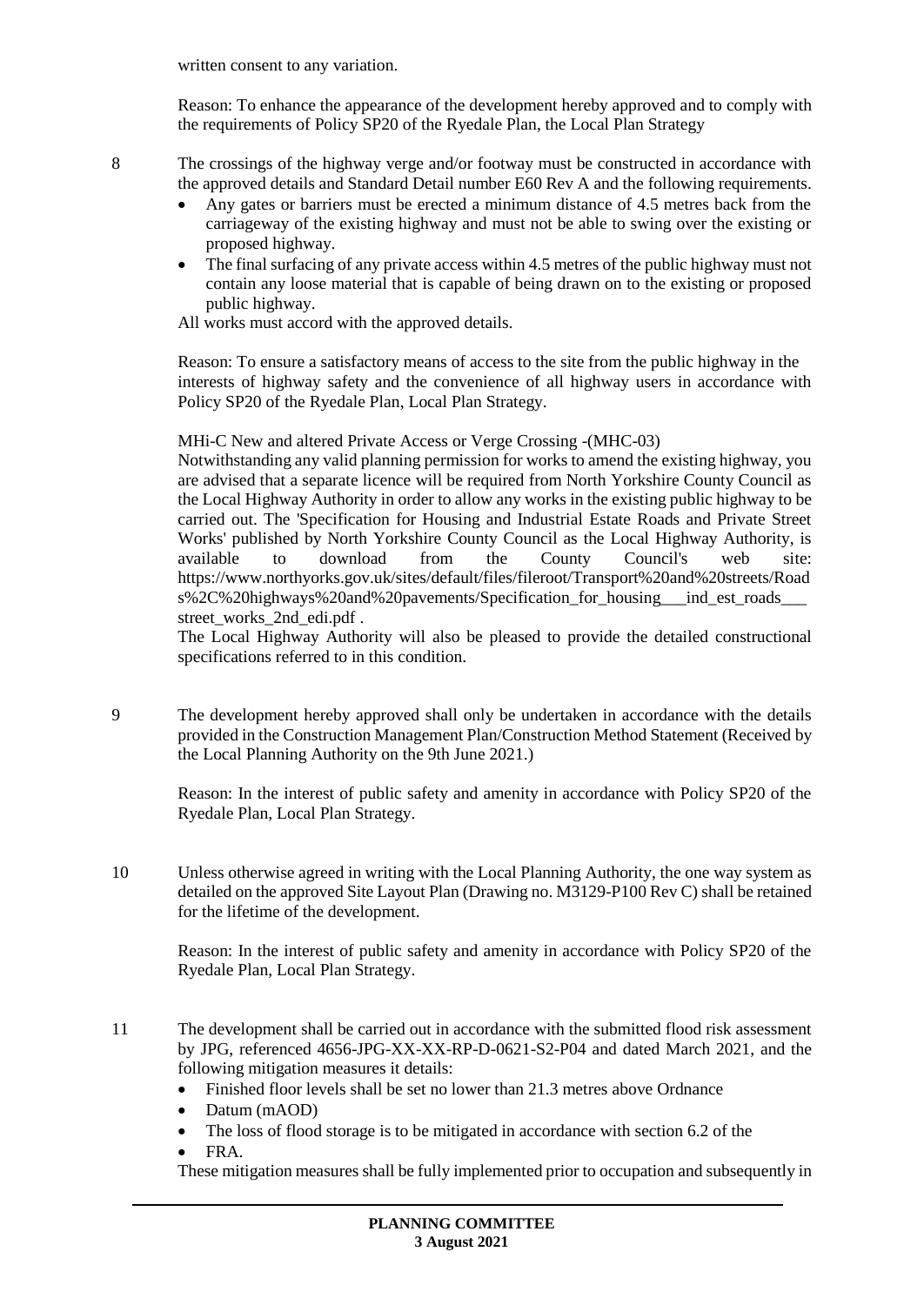written consent to any variation.

Reason: To enhance the appearance of the development hereby approved and to comply with the requirements of Policy SP20 of the Ryedale Plan, the Local Plan Strategy

8 The crossings of the highway verge and/or footway must be constructed in accordance with the approved details and Standard Detail number E60 Rev A and the following requirements.

- Any gates or barriers must be erected a minimum distance of 4.5 metres back from the carriageway of the existing highway and must not be able to swing over the existing or proposed highway.
- The final surfacing of any private access within 4.5 metres of the public highway must not contain any loose material that is capable of being drawn on to the existing or proposed public highway.

All works must accord with the approved details.

Reason: To ensure a satisfactory means of access to the site from the public highway in the interests of highway safety and the convenience of all highway users in accordance with Policy SP20 of the Ryedale Plan, Local Plan Strategy.

MHi-C New and altered Private Access or Verge Crossing -(MHC-03)

Notwithstanding any valid planning permission for works to amend the existing highway, you are advised that a separate licence will be required from North Yorkshire County Council as the Local Highway Authority in order to allow any works in the existing public highway to be carried out. The 'Specification for Housing and Industrial Estate Roads and Private Street Works' published by North Yorkshire County Council as the Local Highway Authority, is available to download from the County Council's web site: https://www.northyorks.gov.uk/sites/default/files/fileroot/Transport%20and%20streets/Roads%2C%20highways%20and%20pavements/Specification_for_housing___ind_est_roads___street_works_2nd_edi.pdf .

The Local Highway Authority will also be pleased to provide the detailed constructional specifications referred to in this condition.

9 The development hereby approved shall only be undertaken in accordance with the details provided in the Construction Management Plan/Construction Method Statement (Received by the Local Planning Authority on the 9th June 2021.)

Reason: In the interest of public safety and amenity in accordance with Policy SP20 of the Ryedale Plan, Local Plan Strategy.

10 Unless otherwise agreed in writing with the Local Planning Authority, the one way system as detailed on the approved Site Layout Plan (Drawing no. M3129-P100 Rev C) shall be retained for the lifetime of the development.

Reason: In the interest of public safety and amenity in accordance with Policy SP20 of the Ryedale Plan, Local Plan Strategy.

11 The development shall be carried out in accordance with the submitted flood risk assessment by JPG, referenced 4656-JPG-XX-XX-RP-D-0621-S2-P04 and dated March 2021, and the following mitigation measures it details:

- Finished floor levels shall be set no lower than 21.3 metres above Ordnance
- Datum (mAOD)
- The loss of flood storage is to be mitigated in accordance with section 6.2 of the
- FRA.

These mitigation measures shall be fully implemented prior to occupation and subsequently in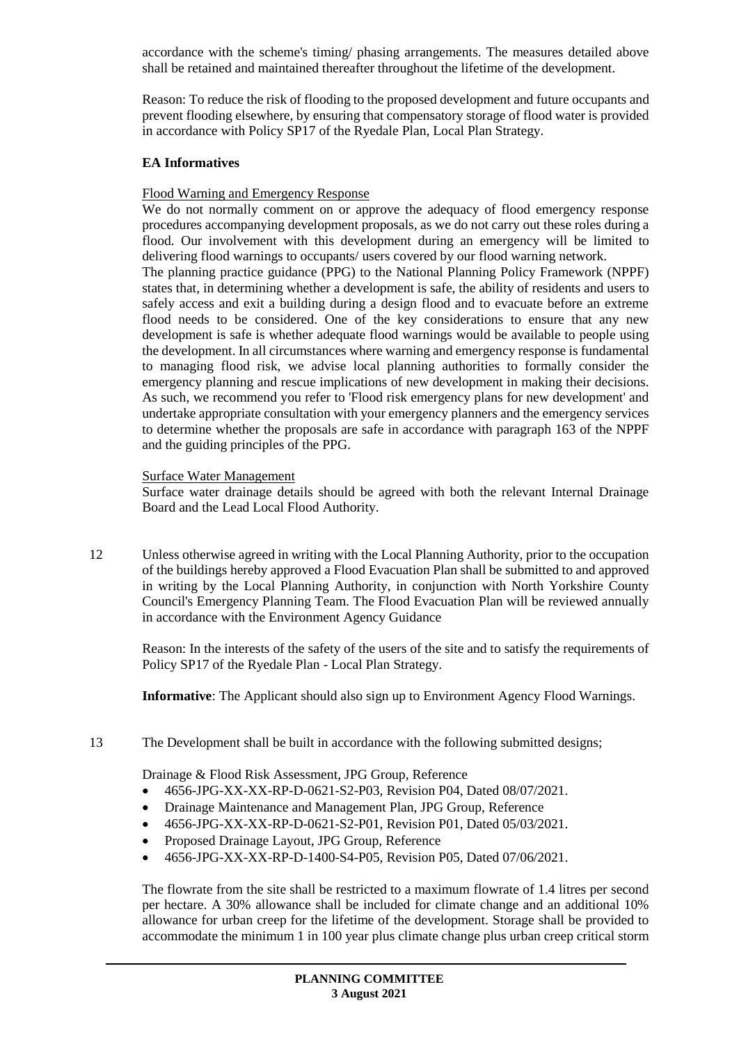accordance with the scheme's timing/ phasing arrangements. The measures detailed above shall be retained and maintained thereafter throughout the lifetime of the development.

Reason: To reduce the risk of flooding to the proposed development and future occupants and prevent flooding elsewhere, by ensuring that compensatory storage of flood water is provided in accordance with Policy SP17 of the Ryedale Plan, Local Plan Strategy.

**EA Informatives**

Flood Warning and Emergency Response

We do not normally comment on or approve the adequacy of flood emergency response procedures accompanying development proposals, as we do not carry out these roles during a flood. Our involvement with this development during an emergency will be limited to delivering flood warnings to occupants/ users covered by our flood warning network.

The planning practice guidance (PPG) to the National Planning Policy Framework (NPPF) states that, in determining whether a development is safe, the ability of residents and users to safely access and exit a building during a design flood and to evacuate before an extreme flood needs to be considered. One of the key considerations to ensure that any new development is safe is whether adequate flood warnings would be available to people using the development. In all circumstances where warning and emergency response is fundamental to managing flood risk, we advise local planning authorities to formally consider the emergency planning and rescue implications of new development in making their decisions. As such, we recommend you refer to 'Flood risk emergency plans for new development' and undertake appropriate consultation with your emergency planners and the emergency services to determine whether the proposals are safe in accordance with paragraph 163 of the NPPF and the guiding principles of the PPG.

Surface Water Management

Surface water drainage details should be agreed with both the relevant Internal Drainage Board and the Lead Local Flood Authority.

12 Unless otherwise agreed in writing with the Local Planning Authority, prior to the occupation of the buildings hereby approved a Flood Evacuation Plan shall be submitted to and approved in writing by the Local Planning Authority, in conjunction with North Yorkshire County Council's Emergency Planning Team. The Flood Evacuation Plan will be reviewed annually in accordance with the Environment Agency Guidance

Reason: In the interests of the safety of the users of the site and to satisfy the requirements of Policy SP17 of the Ryedale Plan - Local Plan Strategy.

**Informative**: The Applicant should also sign up to Environment Agency Flood Warnings.

13 The Development shall be built in accordance with the following submitted designs;

Drainage & Flood Risk Assessment, JPG Group, Reference

- 4656-JPG-XX-XX-RP-D-0621-S2-P03, Revision P04, Dated 08/07/2021.
- Drainage Maintenance and Management Plan, JPG Group, Reference
- 4656-JPG-XX-XX-RP-D-0621-S2-P01, Revision P01, Dated 05/03/2021.
- Proposed Drainage Layout, JPG Group, Reference
- 4656-JPG-XX-XX-RP-D-1400-S4-P05, Revision P05, Dated 07/06/2021.

The flowrate from the site shall be restricted to a maximum flowrate of 1.4 litres per second per hectare. A 30% allowance shall be included for climate change and an additional 10% allowance for urban creep for the lifetime of the development. Storage shall be provided to accommodate the minimum 1 in 100 year plus climate change plus urban creep critical storm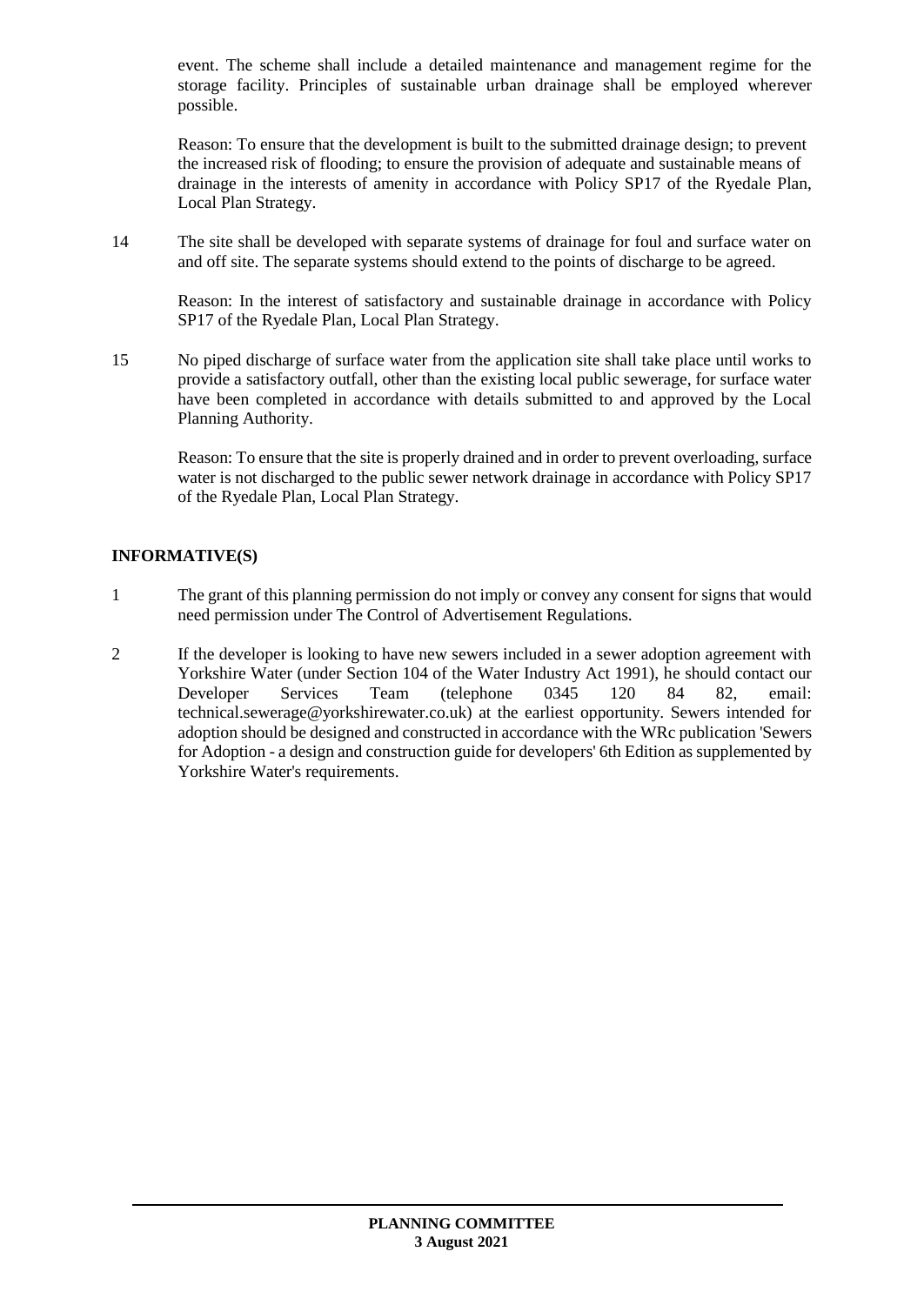event. The scheme shall include a detailed maintenance and management regime for the storage facility. Principles of sustainable urban drainage shall be employed wherever possible.

Reason: To ensure that the development is built to the submitted drainage design; to prevent the increased risk of flooding; to ensure the provision of adequate and sustainable means of drainage in the interests of amenity in accordance with Policy SP17 of the Ryedale Plan, Local Plan Strategy.

14 The site shall be developed with separate systems of drainage for foul and surface water on and off site. The separate systems should extend to the points of discharge to be agreed.

Reason: In the interest of satisfactory and sustainable drainage in accordance with Policy SP17 of the Ryedale Plan, Local Plan Strategy.

15 No piped discharge of surface water from the application site shall take place until works to provide a satisfactory outfall, other than the existing local public sewerage, for surface water have been completed in accordance with details submitted to and approved by the Local Planning Authority.

Reason: To ensure that the site is properly drained and in order to prevent overloading, surface water is not discharged to the public sewer network drainage in accordance with Policy SP17 of the Ryedale Plan, Local Plan Strategy.

**INFORMATIVE(S)**

1 The grant of this planning permission do not imply or convey any consent for signs that would need permission under The Control of Advertisement Regulations.

2 If the developer is looking to have new sewers included in a sewer adoption agreement with Yorkshire Water (under Section 104 of the Water Industry Act 1991), he should contact our Developer Services Team (telephone 0345 120 84 82, email: technical.sewerage@yorkshirewater.co.uk) at the earliest opportunity. Sewers intended for adoption should be designed and constructed in accordance with the WRc publication 'Sewers for Adoption - a design and construction guide for developers' 6th Edition as supplemented by Yorkshire Water's requirements.